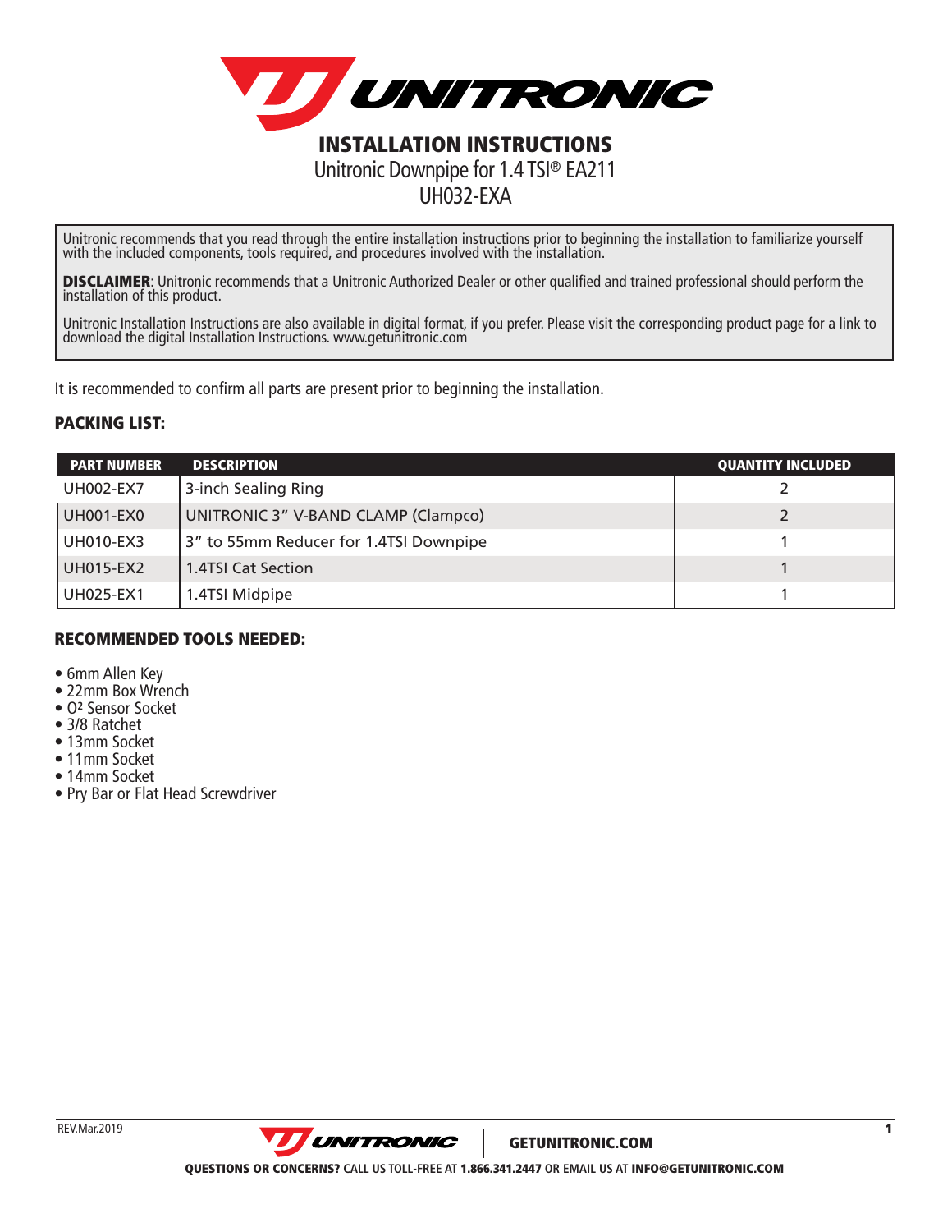# INSTALLATION INSTRUCTIONS

## Unitronic Downpipe for 1.4 TSI® EA211

## UH032-EXA

Unitronic recommends that you read through the entire installation instructions prior to beginning the installation to familiarize yourself with the included components, tools required, and procedures involved with the installation.

**DISCLAIMER**: Unitronic recommends that a Unitronic Authorized Dealer or other qualified and trained professional should perform the installation of this product.

Unitronic Installation Instructions are also available in digital format, if you prefer. Please visit the corresponding product page for a link to download the digital Installation Instructions. www.getunitronic.com

It is recommended to confirm all parts are present prior to beginning the installation.

### PACKING LIST:

| PART NUMBER | DESCRIPTION | QUANTITY INCLUDED |
|---|---|---|
| UH002-EX7 | 3-inch Sealing Ring | 2 |
| UH001-EX0 | UNITRONIC 3" V-BAND CLAMP (Clampco) | 2 |
| UH010-EX3 | 3" to 55mm Reducer for 1.4TSI Downpipe | 1 |
| UH015-EX2 | 1.4TSI Cat Section | 1 |
| UH025-EX1 | 1.4TSI Midpipe | 1 |

### RECOMMENDED TOOLS NEEDED:

- 6mm Allen Key
- 22mm Box Wrench
- O² Sensor Socket
- 3/8 Ratchet
- 13mm Socket
- 11mm Socket
- 14mm Socket
- Pry Bar or Flat Head Screwdriver

REV.Mar.2019

GETUNITRONIC.COM

**QUESTIONS OR CONCERNS?** CALL US TOLL-FREE AT **1.866.341.2447** OR EMAIL US AT **INFO@GETUNITRONIC.COM**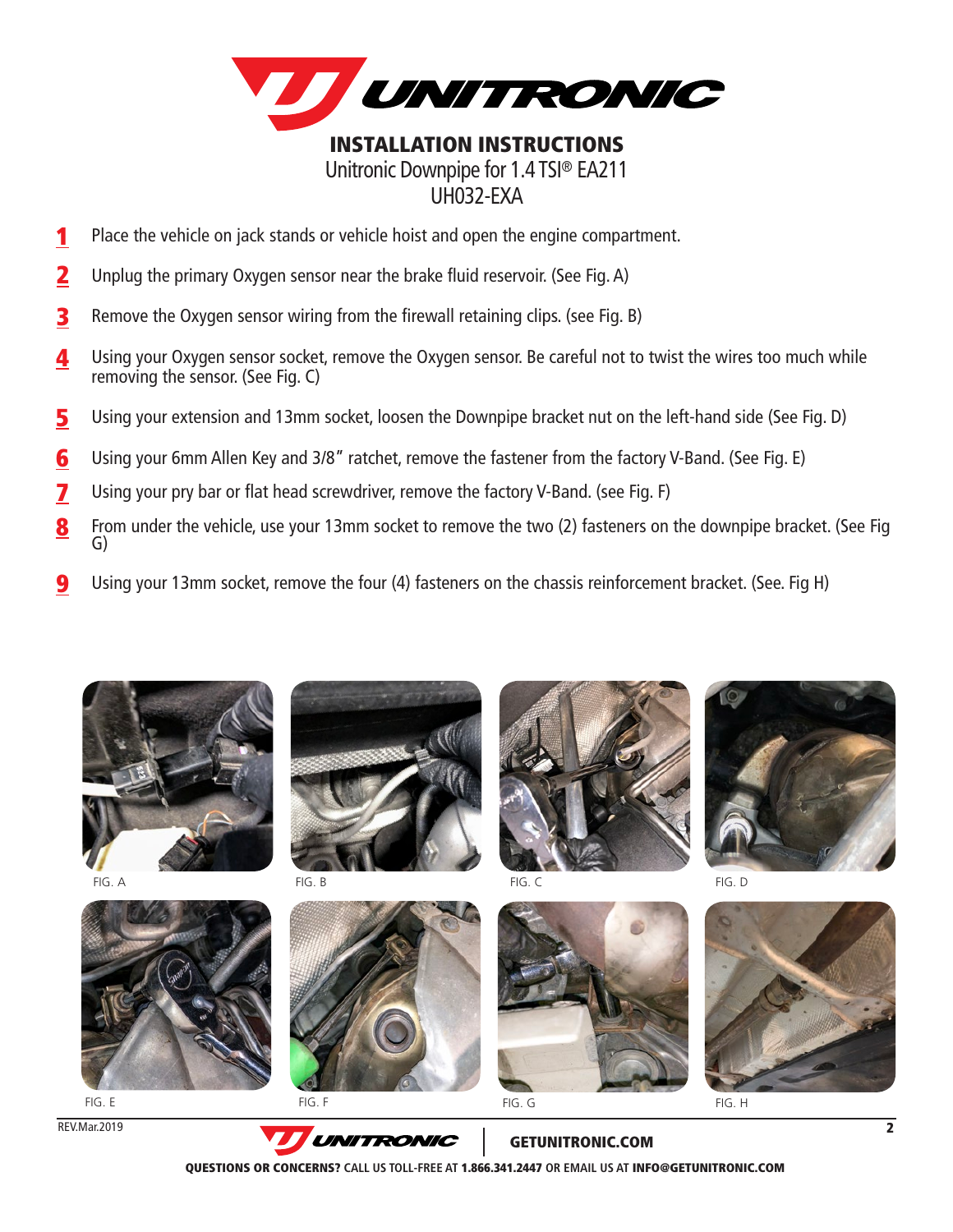# INSTALLATION INSTRUCTIONS

Unitronic Downpipe for 1.4 TSI® EA211

UH032-EXA

1. Place the vehicle on jack stands or vehicle hoist and open the engine compartment.
2. Unplug the primary Oxygen sensor near the brake fluid reservoir. (See Fig. A)
3. Remove the Oxygen sensor wiring from the firewall retaining clips. (see Fig. B)
4. Using your Oxygen sensor socket, remove the Oxygen sensor. Be careful not to twist the wires too much while removing the sensor. (See Fig. C)
5. Using your extension and 13mm socket, loosen the Downpipe bracket nut on the left-hand side (See Fig. D)
6. Using your 6mm Allen Key and 3/8" ratchet, remove the fastener from the factory V-Band. (See Fig. E)
7. Using your pry bar or flat head screwdriver, remove the factory V-Band. (see Fig. F)
8. From under the vehicle, use your 13mm socket to remove the two (2) fasteners on the downpipe bracket. (See Fig G)
9. Using your 13mm socket, remove the four (4) fasteners on the chassis reinforcement bracket. (See. Fig H)

FIG. A

FIG. B

FIG. C

FIG. D

FIG. E

FIG. F

FIG. G

FIG. H

REV.Mar.2019

GETUNITRONIC.COM

**QUESTIONS OR CONCERNS?** CALL US TOLL-FREE AT **1.866.341.2447** OR EMAIL US AT **INFO@GETUNITRONIC.COM**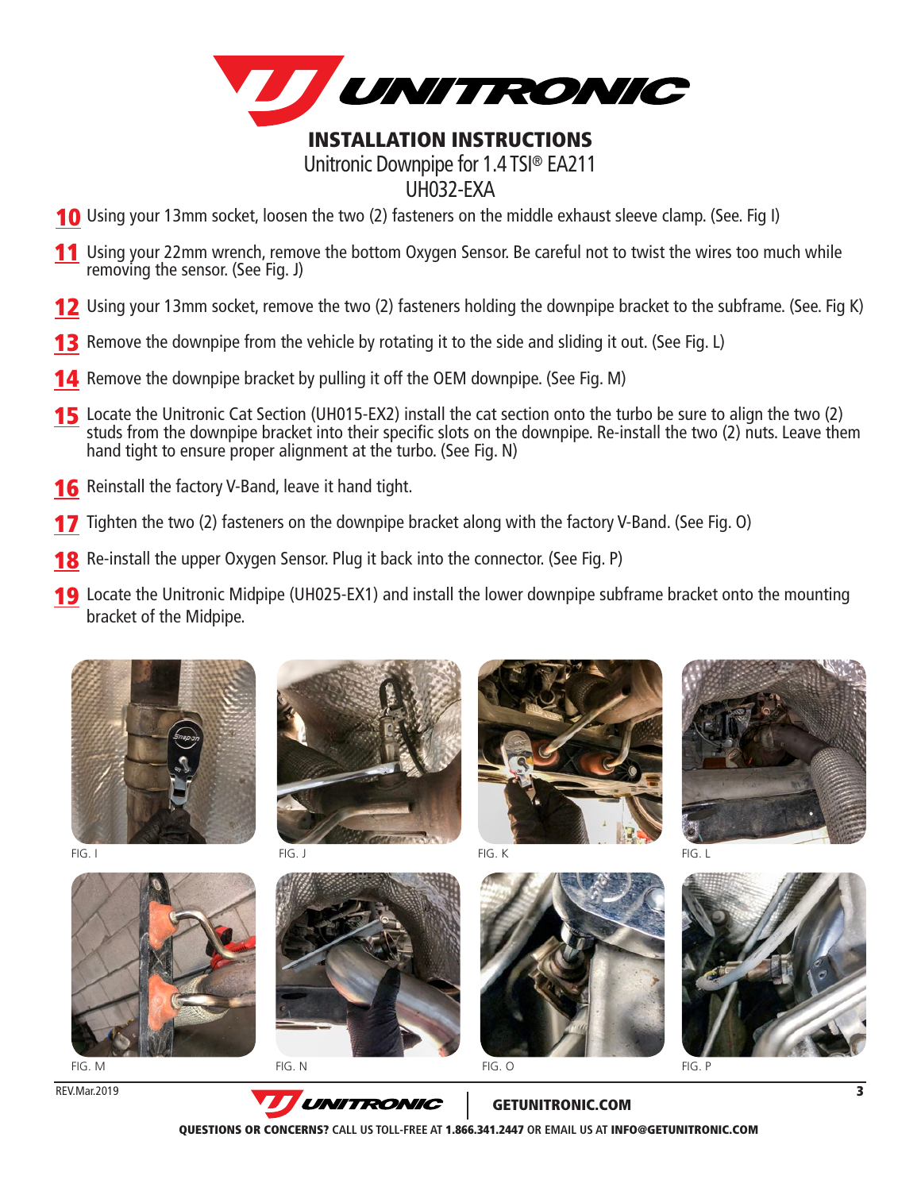# INSTALLATION INSTRUCTIONS

Unitronic Downpipe for 1.4 TSI® EA211

UH032-EXA

10. Using your 13mm socket, loosen the two (2) fasteners on the middle exhaust sleeve clamp. (See. Fig I)
11. Using your 22mm wrench, remove the bottom Oxygen Sensor. Be careful not to twist the wires too much while removing the sensor. (See Fig. J)
12. Using your 13mm socket, remove the two (2) fasteners holding the downpipe bracket to the subframe. (See. Fig K)
13. Remove the downpipe from the vehicle by rotating it to the side and sliding it out. (See Fig. L)
14. Remove the downpipe bracket by pulling it off the OEM downpipe. (See Fig. M)
15. Locate the Unitronic Cat Section (UH015-EX2) install the cat section onto the turbo be sure to align the two (2) studs from the downpipe bracket into their specific slots on the downpipe. Re-install the two (2) nuts. Leave them hand tight to ensure proper alignment at the turbo. (See Fig. N)
16. Reinstall the factory V-Band, leave it hand tight.
17. Tighten the two (2) fasteners on the downpipe bracket along with the factory V-Band. (See Fig. O)
18. Re-install the upper Oxygen Sensor. Plug it back into the connector. (See Fig. P)
19. Locate the Unitronic Midpipe (UH025-EX1) and install the lower downpipe subframe bracket onto the mounting bracket of the Midpipe.

FIG. I

FIG. J

FIG. K

FIG. L

FIG. M

FIG. N

FIG. O

FIG. P

REV.Mar.2019

GETUNITRONIC.COM

**QUESTIONS OR CONCERNS?** CALL US TOLL-FREE AT **1.866.341.2447** OR EMAIL US AT **INFO@GETUNITRONIC.COM**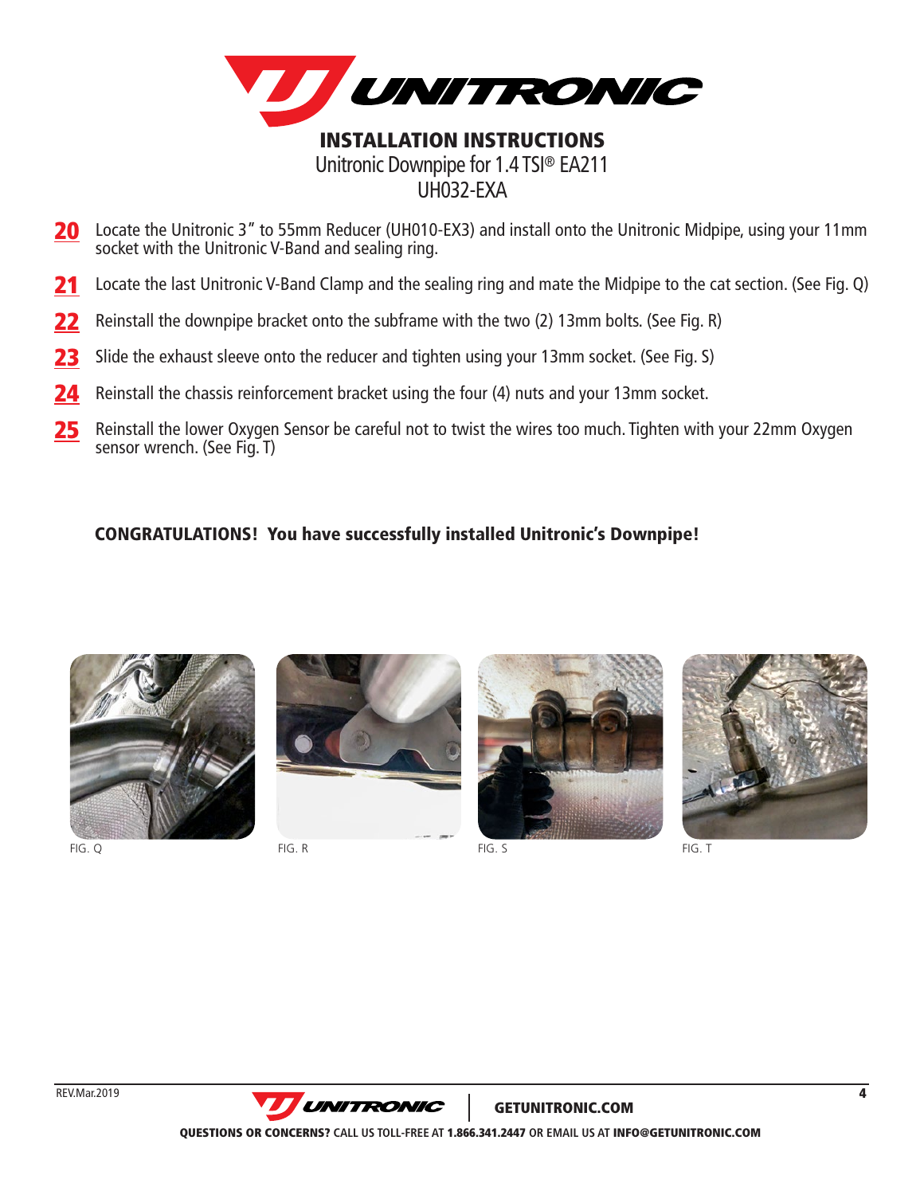# INSTALLATION INSTRUCTIONS

Unitronic Downpipe for 1.4 TSI® EA211

UH032-EXA

20. Locate the Unitronic 3" to 55mm Reducer (UH010-EX3) and install onto the Unitronic Midpipe, using your 11mm socket with the Unitronic V-Band and sealing ring.
21. Locate the last Unitronic V-Band Clamp and the sealing ring and mate the Midpipe to the cat section. (See Fig. Q)
22. Reinstall the downpipe bracket onto the subframe with the two (2) 13mm bolts. (See Fig. R)
23. Slide the exhaust sleeve onto the reducer and tighten using your 13mm socket. (See Fig. S)
24. Reinstall the chassis reinforcement bracket using the four (4) nuts and your 13mm socket.
25. Reinstall the lower Oxygen Sensor be careful not to twist the wires too much. Tighten with your 22mm Oxygen sensor wrench. (See Fig. T)

**CONGRATULATIONS! You have successfully installed Unitronic's Downpipe!**

FIG. Q

FIG. R

FIG. S

FIG. T

REV.Mar.2019

GETUNITRONIC.COM

**QUESTIONS OR CONCERNS?** CALL US TOLL-FREE AT **1.866.341.2447** OR EMAIL US AT **INFO@GETUNITRONIC.COM**